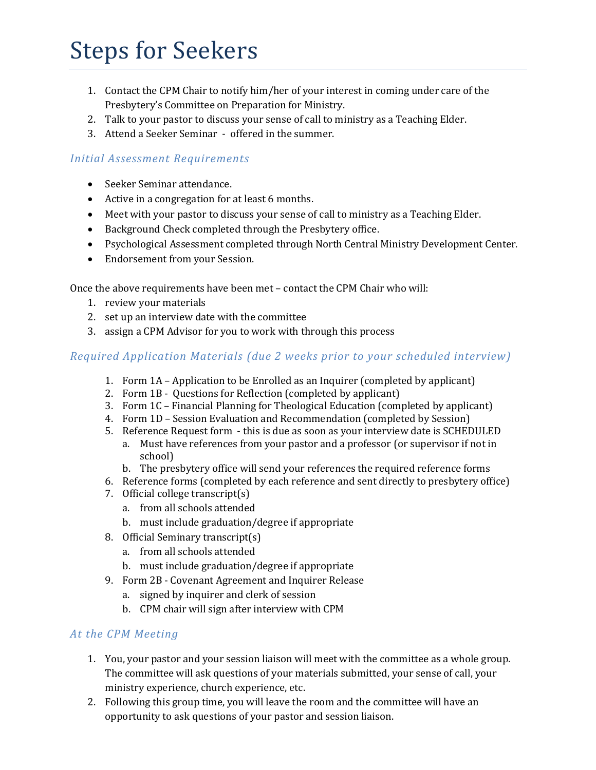# Steps for Seekers

1. Contact the CPM Chair to notify him/her of your interest in coming under care of the Presbytery's Committee on Preparation for Ministry.
2. Talk to your pastor to discuss your sense of call to ministry as a Teaching Elder.
3. Attend a Seeker Seminar - offered in the summer.

### *Initial Assessment Requirements*

- Seeker Seminar attendance.
- Active in a congregation for at least 6 months.
- Meet with your pastor to discuss your sense of call to ministry as a Teaching Elder.
- Background Check completed through the Presbytery office.
- Psychological Assessment completed through North Central Ministry Development Center.
- Endorsement from your Session.

Once the above requirements have been met – contact the CPM Chair who will:

1. review your materials
2. set up an interview date with the committee
3. assign a CPM Advisor for you to work with through this process

### *Required Application Materials (due 2 weeks prior to your scheduled interview)*

1. Form 1A – Application to be Enrolled as an Inquirer (completed by applicant)
2. Form 1B - Questions for Reflection (completed by applicant)
3. Form 1C – Financial Planning for Theological Education (completed by applicant)
4. Form 1D – Session Evaluation and Recommendation (completed by Session)
5. Reference Request form - this is due as soon as your interview date is SCHEDULED
   a. Must have references from your pastor and a professor (or supervisor if not in school)
   b. The presbytery office will send your references the required reference forms
6. Reference forms (completed by each reference and sent directly to presbytery office)
7. Official college transcript(s)
   a. from all schools attended
   b. must include graduation/degree if appropriate
8. Official Seminary transcript(s)
   a. from all schools attended
   b. must include graduation/degree if appropriate
9. Form 2B - Covenant Agreement and Inquirer Release
   a. signed by inquirer and clerk of session
   b. CPM chair will sign after interview with CPM

### *At the CPM Meeting*

1. You, your pastor and your session liaison will meet with the committee as a whole group. The committee will ask questions of your materials submitted, your sense of call, your ministry experience, church experience, etc.
2. Following this group time, you will leave the room and the committee will have an opportunity to ask questions of your pastor and session liaison.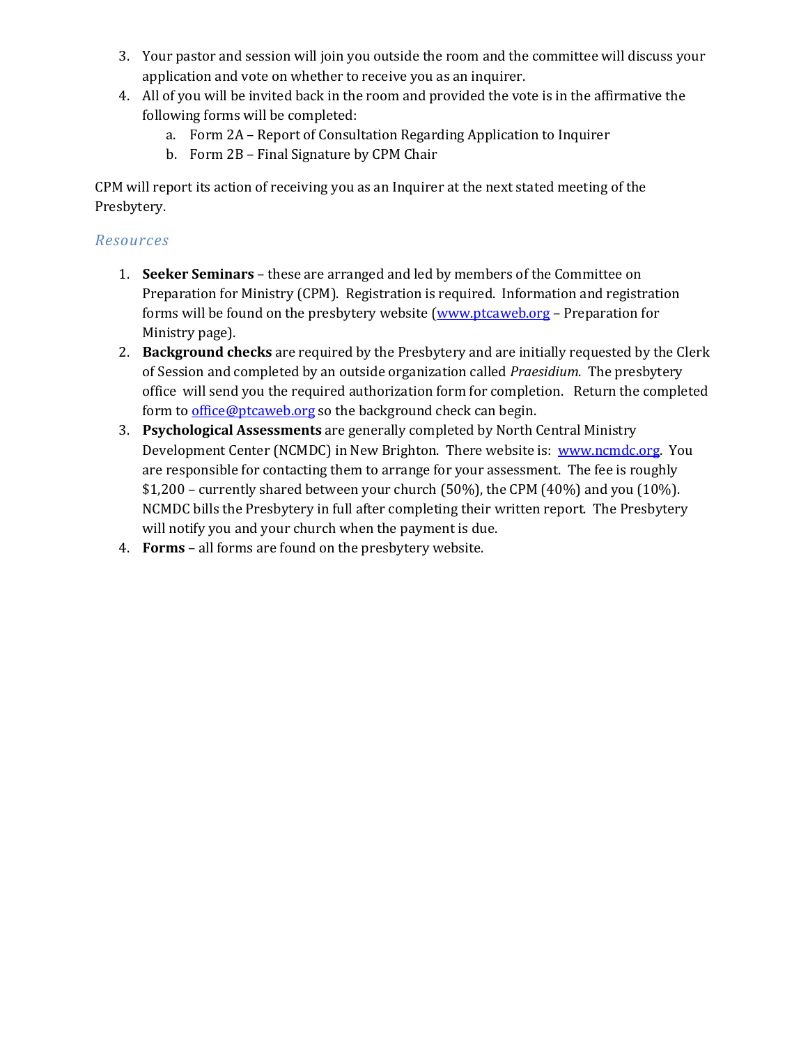3. Your pastor and session will join you outside the room and the committee will discuss your application and vote on whether to receive you as an inquirer.
4. All of you will be invited back in the room and provided the vote is in the affirmative the following forms will be completed:
   a. Form 2A – Report of Consultation Regarding Application to Inquirer
   b. Form 2B – Final Signature by CPM Chair

CPM will report its action of receiving you as an Inquirer at the next stated meeting of the Presbytery.

### *Resources*

1. **Seeker Seminars** – these are arranged and led by members of the Committee on Preparation for Ministry (CPM). Registration is required. Information and registration forms will be found on the presbytery website (www.ptcaweb.org – Preparation for Ministry page).
2. **Background checks** are required by the Presbytery and are initially requested by the Clerk of Session and completed by an outside organization called *Praesidium*. The presbytery office will send you the required authorization form for completion. Return the completed form to office@ptcaweb.org so the background check can begin.
3. **Psychological Assessments** are generally completed by North Central Ministry Development Center (NCMDC) in New Brighton. There website is: www.ncmdc.org. You are responsible for contacting them to arrange for your assessment. The fee is roughly $1,200 – currently shared between your church (50%), the CPM (40%) and you (10%). NCMDC bills the Presbytery in full after completing their written report. The Presbytery will notify you and your church when the payment is due.
4. **Forms** – all forms are found on the presbytery website.